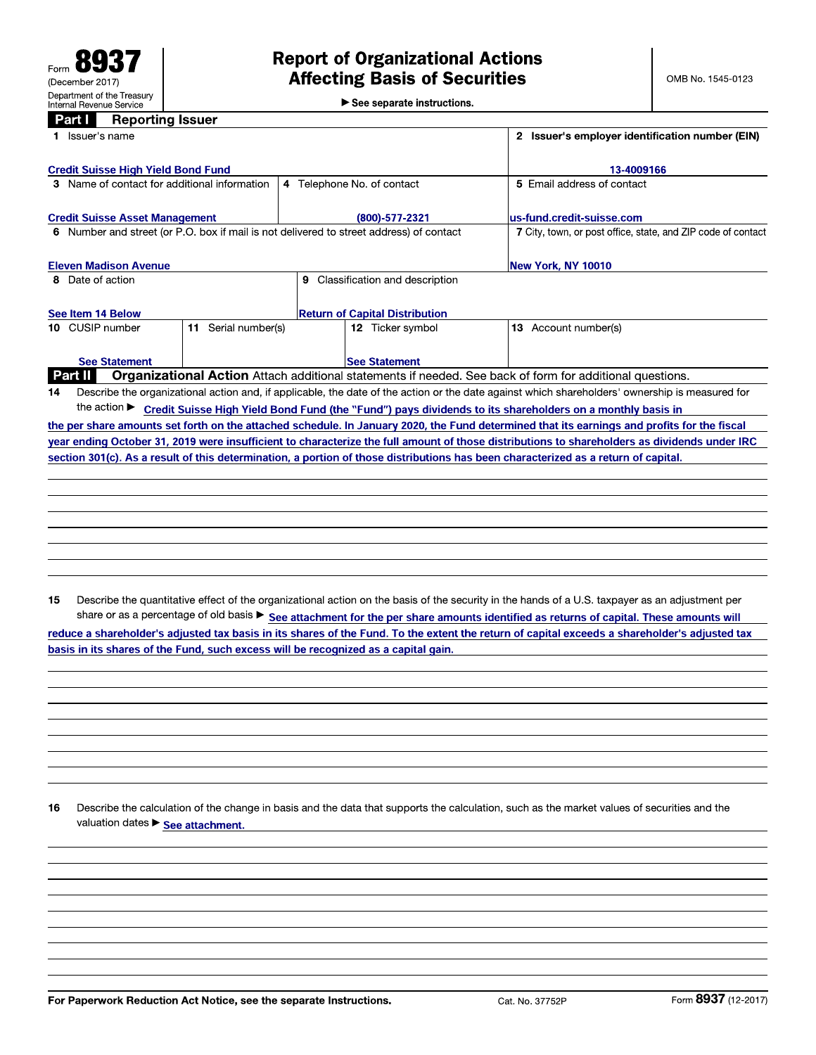Form **8937**
(December 2017)
Department of the Treasury
Internal Revenue Service

# Report of Organizational Actions Affecting Basis of Securities

► See separate instructions.

OMB No. 1545-0123

## Part I Reporting Issuer

| | | | |
|---|---|---|---|
| **1** Issuer's name<br>Credit Suisse High Yield Bond Fund | | | **2** Issuer's employer identification number (EIN)<br>13-4009166 |
| **3** Name of contact for additional information<br>Credit Suisse Asset Management | **4** Telephone No. of contact<br>(800)-577-2321 | | **5** Email address of contact<br>us-fund.credit-suisse.com |
| **6** Number and street (or P.O. box if mail is not delivered to street address) of contact<br>Eleven Madison Avenue | | | **7** City, town, or post office, state, and ZIP code of contact<br>New York, NY 10010 |
| **8** Date of action<br>See Item 14 Below | **9** Classification and description<br>Return of Capital Distribution | | |
| **10** CUSIP number<br>See Statement | **11** Serial number(s) | **12** Ticker symbol<br>See Statement | **13** Account number(s) |

## Part II Organizational Action

Attach additional statements if needed. See back of form for additional questions.

**14** Describe the organizational action and, if applicable, the date of the action or the date against which shareholders' ownership is measured for the action ► Credit Suisse High Yield Bond Fund (the "Fund") pays dividends to its shareholders on a monthly basis in the per share amounts set forth on the attached schedule. In January 2020, the Fund determined that its earnings and profits for the fiscal year ending October 31, 2019 were insufficient to characterize the full amount of those distributions to shareholders as dividends under IRC section 301(c). As a result of this determination, a portion of those distributions has been characterized as a return of capital.

**15** Describe the quantitative effect of the organizational action on the basis of the security in the hands of a U.S. taxpayer as an adjustment per share or as a percentage of old basis ► See attachment for the per share amounts identified as returns of capital. These amounts will reduce a shareholder's adjusted tax basis in its shares of the Fund. To the extent the return of capital exceeds a shareholder's adjusted tax basis in its shares of the Fund, such excess will be recognized as a capital gain.

**16** Describe the calculation of the change in basis and the data that supports the calculation, such as the market values of securities and the valuation dates ► See attachment.

For Paperwork Reduction Act Notice, see the separate Instructions. Cat. No. 37752P Form **8937** (12-2017)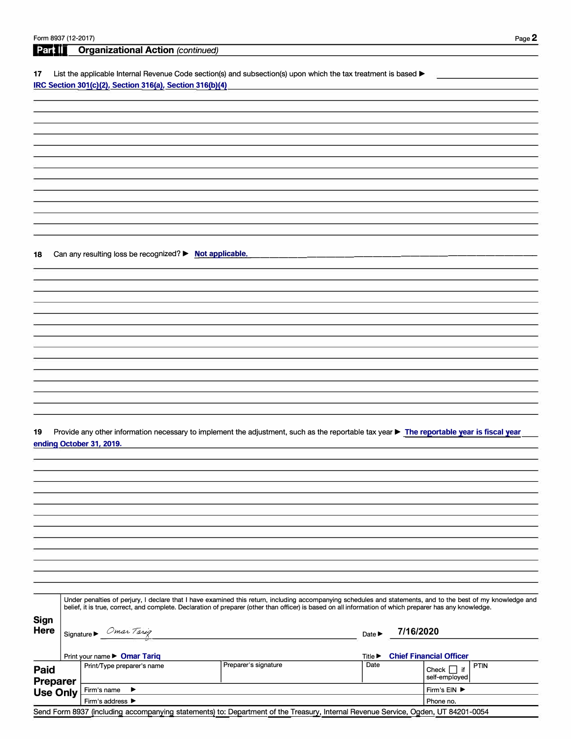## Part II Organizational Action *(continued)*

**17** List the applicable Internal Revenue Code section(s) and subsection(s) upon which the tax treatment is based ▶

IRC Section 301(c)(2), Section 316(a), Section 316(b)(4)

**18** Can any resulting loss be recognized? ▶ Not applicable.

**19** Provide any other information necessary to implement the adjustment, such as the reportable tax year ▶ The reportable year is fiscal year ending October 31, 2019.

**Sign Here**

Under penalties of perjury, I declare that I have examined this return, including accompanying schedules and statements, and to the best of my knowledge and belief, it is true, correct, and complete. Declaration of preparer (other than officer) is based on all information of which preparer has any knowledge.

Signature ▶ *Omar Tariq* Date ▶ 7/16/2020

Print your name ▶ Omar Tariq Title ▶ Chief Financial Officer

**Paid Preparer Use Only**

| Print/Type preparer's name | Preparer's signature | Date | Check ☐ if self-employed | PTIN |
| --- | --- | --- | --- | --- |
| | | | | |

| Firm's name ▶ | Firm's EIN ▶ |
| --- | --- |
| Firm's address ▶ | Phone no. |

Send Form 8937 (including accompanying statements) to: Department of the Treasury, Internal Revenue Service, Ogden, UT 84201-0054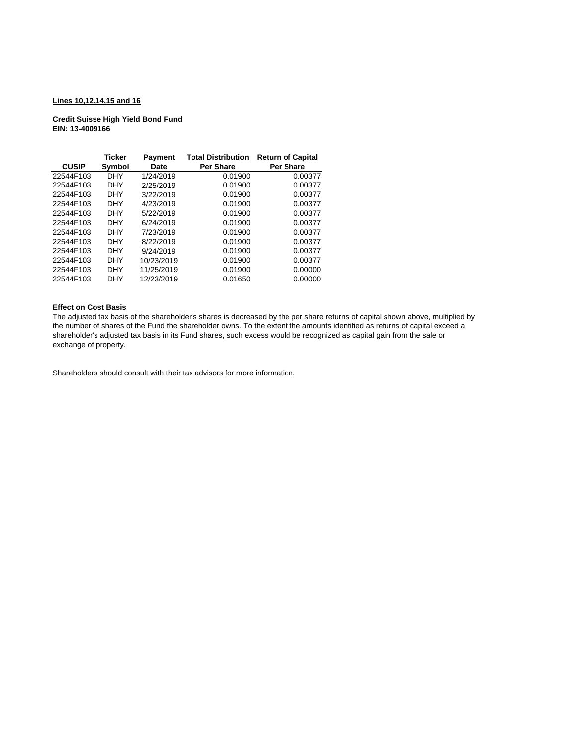**Lines 10,12,14,15 and 16**

**Credit Suisse High Yield Bond Fund**
**EIN: 13-4009166**

| CUSIP | Ticker Symbol | Payment Date | Total Distribution Per Share | Return of Capital Per Share |
|---|---|---|---|---|
| 22544F103 | DHY | 1/24/2019 | 0.01900 | 0.00377 |
| 22544F103 | DHY | 2/25/2019 | 0.01900 | 0.00377 |
| 22544F103 | DHY | 3/22/2019 | 0.01900 | 0.00377 |
| 22544F103 | DHY | 4/23/2019 | 0.01900 | 0.00377 |
| 22544F103 | DHY | 5/22/2019 | 0.01900 | 0.00377 |
| 22544F103 | DHY | 6/24/2019 | 0.01900 | 0.00377 |
| 22544F103 | DHY | 7/23/2019 | 0.01900 | 0.00377 |
| 22544F103 | DHY | 8/22/2019 | 0.01900 | 0.00377 |
| 22544F103 | DHY | 9/24/2019 | 0.01900 | 0.00377 |
| 22544F103 | DHY | 10/23/2019 | 0.01900 | 0.00377 |
| 22544F103 | DHY | 11/25/2019 | 0.01900 | 0.00000 |
| 22544F103 | DHY | 12/23/2019 | 0.01650 | 0.00000 |

**Effect on Cost Basis**

The adjusted tax basis of the shareholder's shares is decreased by the per share returns of capital shown above, multiplied by the number of shares of the Fund the shareholder owns. To the extent the amounts identified as returns of capital exceed a shareholder's adjusted tax basis in its Fund shares, such excess would be recognized as capital gain from the sale or exchange of property.

Shareholders should consult with their tax advisors for more information.